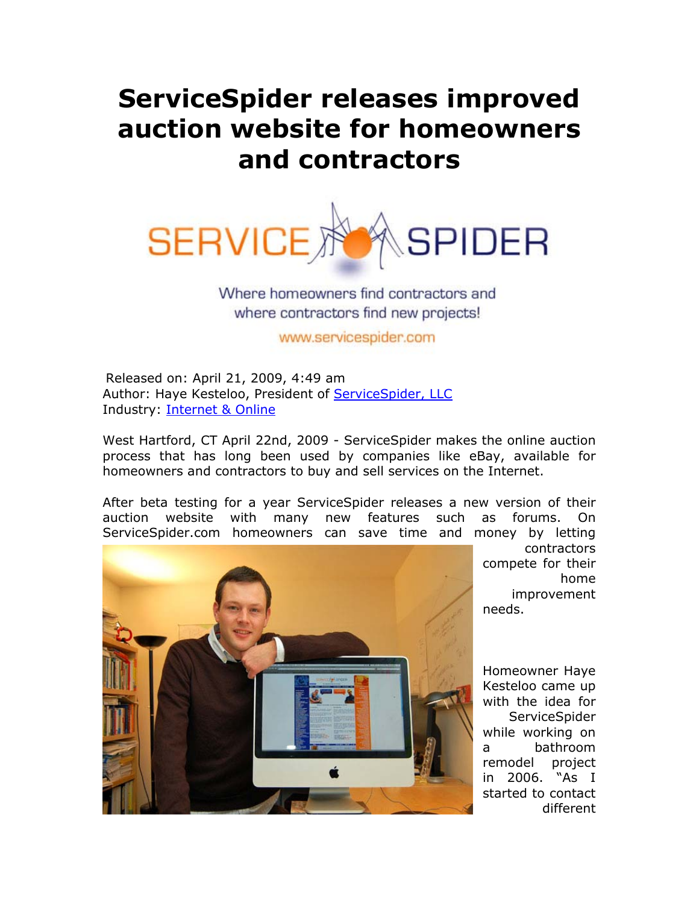# ServiceSpider releases improved auction website for homeowners and contractors

SERVICE SPIDER

Where homeowners find contractors and where contractors find new projects!

www.servicespider.com

Released on: April 21, 2009, 4:49 am
Author: Haye Kesteloo, President of ServiceSpider, LLC
Industry: Internet & Online

West Hartford, CT April 22nd, 2009 - ServiceSpider makes the online auction process that has long been used by companies like eBay, available for homeowners and contractors to buy and sell services on the Internet.

After beta testing for a year ServiceSpider releases a new version of their auction website with many new features such as forums. On ServiceSpider.com homeowners can save time and money by letting contractors compete for their home improvement needs.

Homeowner Haye Kesteloo came up with the idea for ServiceSpider while working on a bathroom remodel project in 2006. "As I started to contact different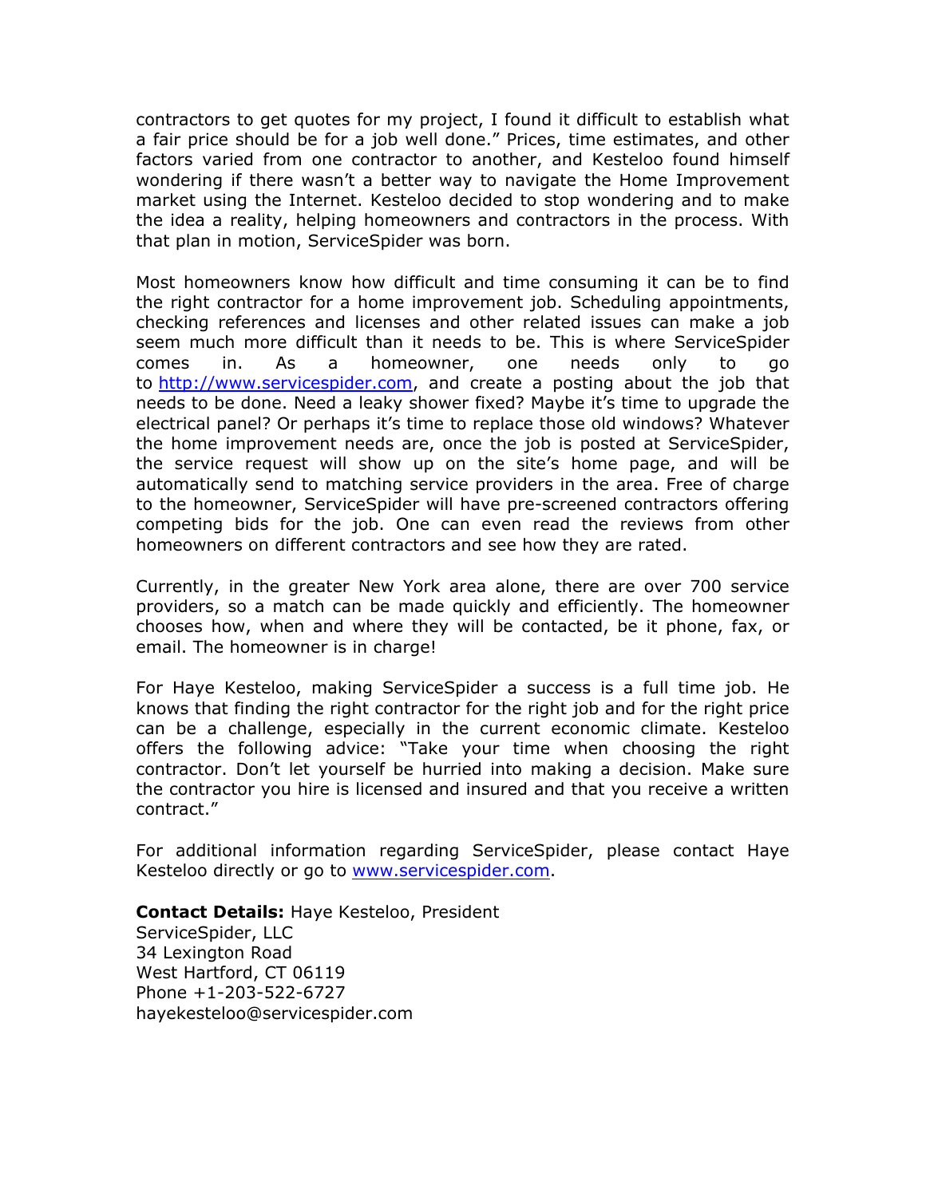contractors to get quotes for my project, I found it difficult to establish what a fair price should be for a job well done." Prices, time estimates, and other factors varied from one contractor to another, and Kesteloo found himself wondering if there wasn't a better way to navigate the Home Improvement market using the Internet. Kesteloo decided to stop wondering and to make the idea a reality, helping homeowners and contractors in the process. With that plan in motion, ServiceSpider was born.

Most homeowners know how difficult and time consuming it can be to find the right contractor for a home improvement job. Scheduling appointments, checking references and licenses and other related issues can make a job seem much more difficult than it needs to be. This is where ServiceSpider comes in. As a homeowner, one needs only to go to http://www.servicespider.com, and create a posting about the job that needs to be done. Need a leaky shower fixed? Maybe it's time to upgrade the electrical panel? Or perhaps it's time to replace those old windows? Whatever the home improvement needs are, once the job is posted at ServiceSpider, the service request will show up on the site's home page, and will be automatically send to matching service providers in the area. Free of charge to the homeowner, ServiceSpider will have pre-screened contractors offering competing bids for the job. One can even read the reviews from other homeowners on different contractors and see how they are rated.

Currently, in the greater New York area alone, there are over 700 service providers, so a match can be made quickly and efficiently. The homeowner chooses how, when and where they will be contacted, be it phone, fax, or email. The homeowner is in charge!

For Haye Kesteloo, making ServiceSpider a success is a full time job. He knows that finding the right contractor for the right job and for the right price can be a challenge, especially in the current economic climate. Kesteloo offers the following advice: "Take your time when choosing the right contractor. Don't let yourself be hurried into making a decision. Make sure the contractor you hire is licensed and insured and that you receive a written contract."

For additional information regarding ServiceSpider, please contact Haye Kesteloo directly or go to www.servicespider.com.

**Contact Details:** Haye Kesteloo, President
ServiceSpider, LLC
34 Lexington Road
West Hartford, CT 06119
Phone +1-203-522-6727
hayekesteloo@servicespider.com